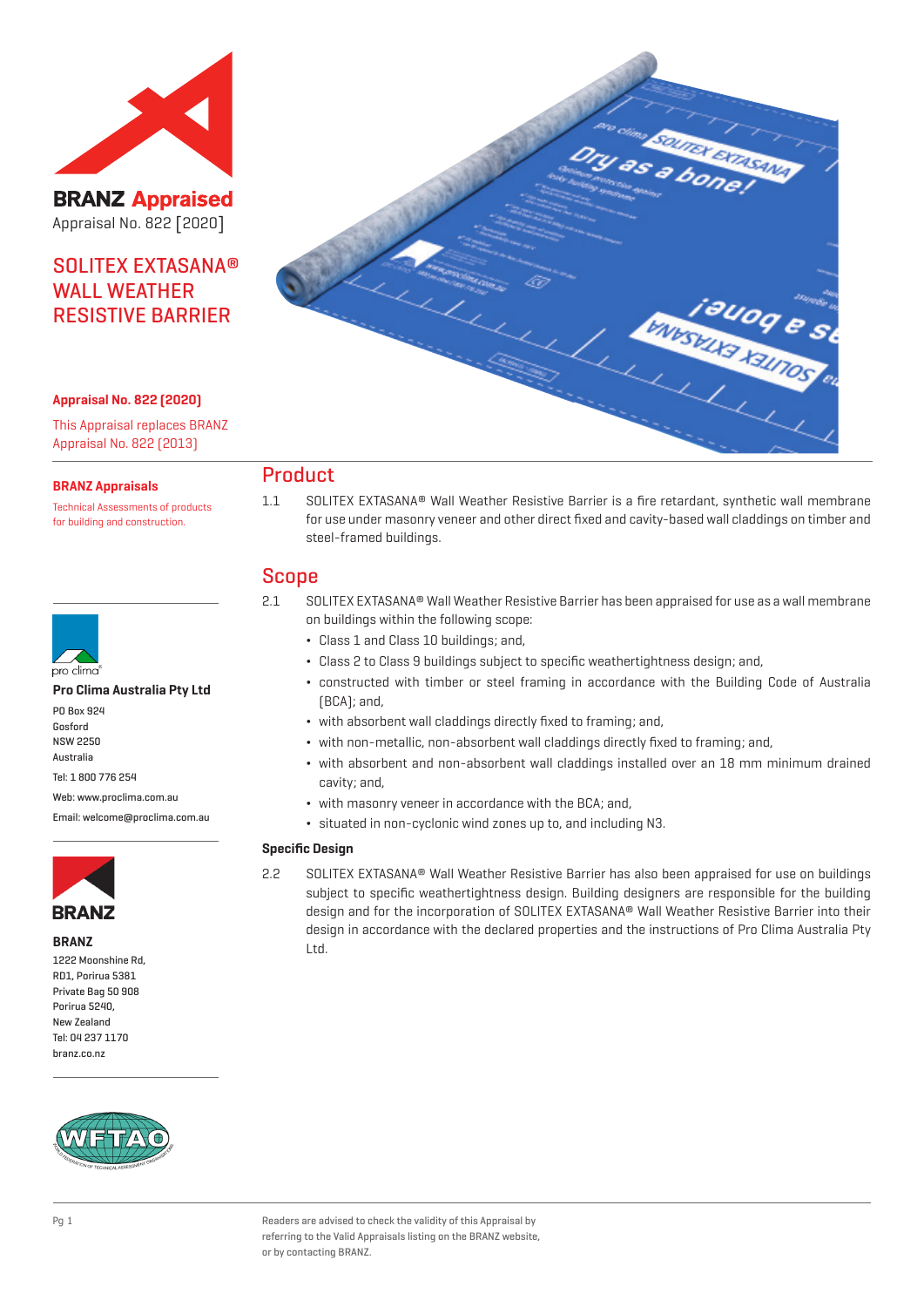# BRANZ Appraised

Appraisal No. 822 [2020]

## SOLITEX EXTASANA® WALL WEATHER RESISTIVE BARRIER

**Appraisal No. 822 (2020)**

This Appraisal replaces BRANZ Appraisal No. 822 (2013)

**BRANZ Appraisals**

Technical Assessments of products for building and construction.

pro clima

**Pro Clima Australia Pty Ltd**

PO Box 924
Gosford
NSW 2250
Australia

Tel: 1 800 776 254

Web: www.proclima.com.au

Email: welcome@proclima.com.au

BRANZ

**BRANZ**

1222 Moonshine Rd,
RD1, Porirua 5381
Private Bag 50 908
Porirua 5240,
New Zealand
Tel: 04 237 1170
branz.co.nz

WFTAO

## Product

1.1 SOLITEX EXTASANA® Wall Weather Resistive Barrier is a fire retardant, synthetic wall membrane for use under masonry veneer and other direct fixed and cavity-based wall claddings on timber and steel-framed buildings.

## Scope

2.1 SOLITEX EXTASANA® Wall Weather Resistive Barrier has been appraised for use as a wall membrane on buildings within the following scope:

- Class 1 and Class 10 buildings; and,
- Class 2 to Class 9 buildings subject to specific weathertightness design; and,
- constructed with timber or steel framing in accordance with the Building Code of Australia (BCA); and,
- with absorbent wall claddings directly fixed to framing; and,
- with non-metallic, non-absorbent wall claddings directly fixed to framing; and,
- with absorbent and non-absorbent wall claddings installed over an 18 mm minimum drained cavity; and,
- with masonry veneer in accordance with the BCA; and,
- situated in non-cyclonic wind zones up to, and including N3.

### Specific Design

2.2 SOLITEX EXTASANA® Wall Weather Resistive Barrier has also been appraised for use on buildings subject to specific weathertightness design. Building designers are responsible for the building design and for the incorporation of SOLITEX EXTASANA® Wall Weather Resistive Barrier into their design in accordance with the declared properties and the instructions of Pro Clima Australia Pty Ltd.

Readers are advised to check the validity of this Appraisal by referring to the Valid Appraisals listing on the BRANZ website, or by contacting BRANZ.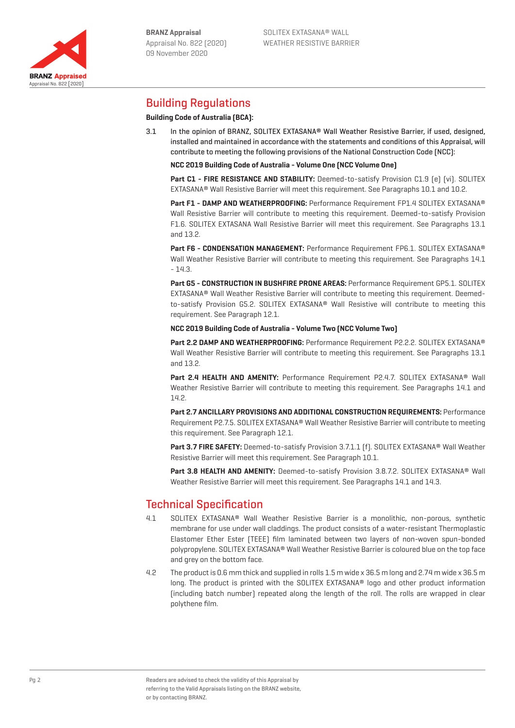## Building Regulations

**Building Code of Australia (BCA):**

3.1 In the opinion of BRANZ, SOLITEX EXTASANA® Wall Weather Resistive Barrier, if used, designed, installed and maintained in accordance with the statements and conditions of this Appraisal, will contribute to meeting the following provisions of the National Construction Code (NCC):

**NCC 2019 Building Code of Australia - Volume One (NCC Volume One)**

**Part C1 - FIRE RESISTANCE AND STABILITY:** Deemed-to-satisfy Provision C1.9 (e) (vi). SOLITEX EXTASANA® Wall Resistive Barrier will meet this requirement. See Paragraphs 10.1 and 10.2.

**Part F1 - DAMP AND WEATHERPROOFING:** Performance Requirement FP1.4 SOLITEX EXTASANA® Wall Resistive Barrier will contribute to meeting this requirement. Deemed-to-satisfy Provision F1.6. SOLITEX EXTASANA Wall Resistive Barrier will meet this requirement. See Paragraphs 13.1 and 13.2.

**Part F6 - CONDENSATION MANAGEMENT:** Performance Requirement FP6.1. SOLITEX EXTASANA® Wall Weather Resistive Barrier will contribute to meeting this requirement. See Paragraphs 14.1 - 14.3.

**Part G5 - CONSTRUCTION IN BUSHFIRE PRONE AREAS:** Performance Requirement GP5.1. SOLITEX EXTASANA® Wall Weather Resistive Barrier will contribute to meeting this requirement. Deemed-to-satisfy Provision G5.2. SOLITEX EXTASANA® Wall Resistive will contribute to meeting this requirement. See Paragraph 12.1.

**NCC 2019 Building Code of Australia - Volume Two (NCC Volume Two)**

**Part 2.2 DAMP AND WEATHERPROOFING:** Performance Requirement P2.2.2. SOLITEX EXTASANA® Wall Weather Resistive Barrier will contribute to meeting this requirement. See Paragraphs 13.1 and 13.2.

**Part 2.4 HEALTH AND AMENITY:** Performance Requirement P2.4.7. SOLITEX EXTASANA® Wall Weather Resistive Barrier will contribute to meeting this requirement. See Paragraphs 14.1 and 14.2.

**Part 2.7 ANCILLARY PROVISIONS AND ADDITIONAL CONSTRUCTION REQUIREMENTS:** Performance Requirement P2.7.5. SOLITEX EXTASANA® Wall Weather Resistive Barrier will contribute to meeting this requirement. See Paragraph 12.1.

**Part 3.7 FIRE SAFETY:** Deemed-to-satisfy Provision 3.7.1.1 (f). SOLITEX EXTASANA® Wall Weather Resistive Barrier will meet this requirement. See Paragraph 10.1.

**Part 3.8 HEALTH AND AMENITY:** Deemed-to-satisfy Provision 3.8.7.2. SOLITEX EXTASANA® Wall Weather Resistive Barrier will meet this requirement. See Paragraphs 14.1 and 14.3.

## Technical Specification

4.1 SOLITEX EXTASANA® Wall Weather Resistive Barrier is a monolithic, non-porous, synthetic membrane for use under wall claddings. The product consists of a water-resistant Thermoplastic Elastomer Ether Ester (TEEE) film laminated between two layers of non-woven spun-bonded polypropylene. SOLITEX EXTASANA® Wall Weather Resistive Barrier is coloured blue on the top face and grey on the bottom face.

4.2 The product is 0.6 mm thick and supplied in rolls 1.5 m wide x 36.5 m long and 2.74 m wide x 36.5 m long. The product is printed with the SOLITEX EXTASANA® logo and other product information (including batch number) repeated along the length of the roll. The rolls are wrapped in clear polythene film.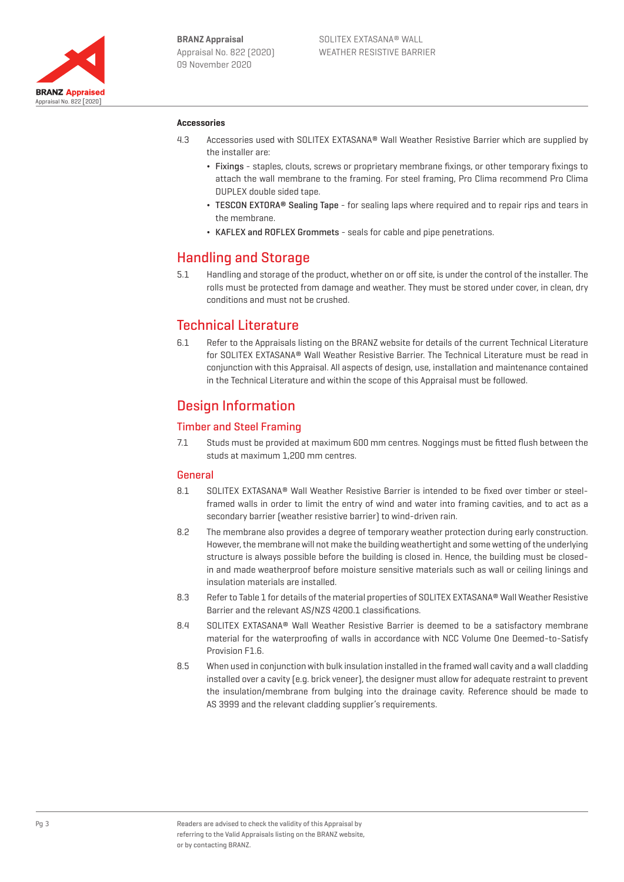### Accessories

4.3 Accessories used with SOLITEX EXTASANA® Wall Weather Resistive Barrier which are supplied by the installer are:

- Fixings - staples, clouts, screws or proprietary membrane fixings, or other temporary fixings to attach the wall membrane to the framing. For steel framing, Pro Clima recommend Pro Clima DUPLEX double sided tape.
- TESCON EXTORA® Sealing Tape - for sealing laps where required and to repair rips and tears in the membrane.
- KAFLEX and ROFLEX Grommets - seals for cable and pipe penetrations.

## Handling and Storage

5.1 Handling and storage of the product, whether on or off site, is under the control of the installer. The rolls must be protected from damage and weather. They must be stored under cover, in clean, dry conditions and must not be crushed.

## Technical Literature

6.1 Refer to the Appraisals listing on the BRANZ website for details of the current Technical Literature for SOLITEX EXTASANA® Wall Weather Resistive Barrier. The Technical Literature must be read in conjunction with this Appraisal. All aspects of design, use, installation and maintenance contained in the Technical Literature and within the scope of this Appraisal must be followed.

## Design Information

### Timber and Steel Framing

7.1 Studs must be provided at maximum 600 mm centres. Noggings must be fitted flush between the studs at maximum 1,200 mm centres.

### General

8.1 SOLITEX EXTASANA® Wall Weather Resistive Barrier is intended to be fixed over timber or steel-framed walls in order to limit the entry of wind and water into framing cavities, and to act as a secondary barrier (weather resistive barrier) to wind-driven rain.

8.2 The membrane also provides a degree of temporary weather protection during early construction. However, the membrane will not make the building weathertight and some wetting of the underlying structure is always possible before the building is closed in. Hence, the building must be closed-in and made weatherproof before moisture sensitive materials such as wall or ceiling linings and insulation materials are installed.

8.3 Refer to Table 1 for details of the material properties of SOLITEX EXTASANA® Wall Weather Resistive Barrier and the relevant AS/NZS 4200.1 classifications.

8.4 SOLITEX EXTASANA® Wall Weather Resistive Barrier is deemed to be a satisfactory membrane material for the waterproofing of walls in accordance with NCC Volume One Deemed-to-Satisfy Provision F1.6.

8.5 When used in conjunction with bulk insulation installed in the framed wall cavity and a wall cladding installed over a cavity (e.g. brick veneer), the designer must allow for adequate restraint to prevent the insulation/membrane from bulging into the drainage cavity. Reference should be made to AS 3999 and the relevant cladding supplier's requirements.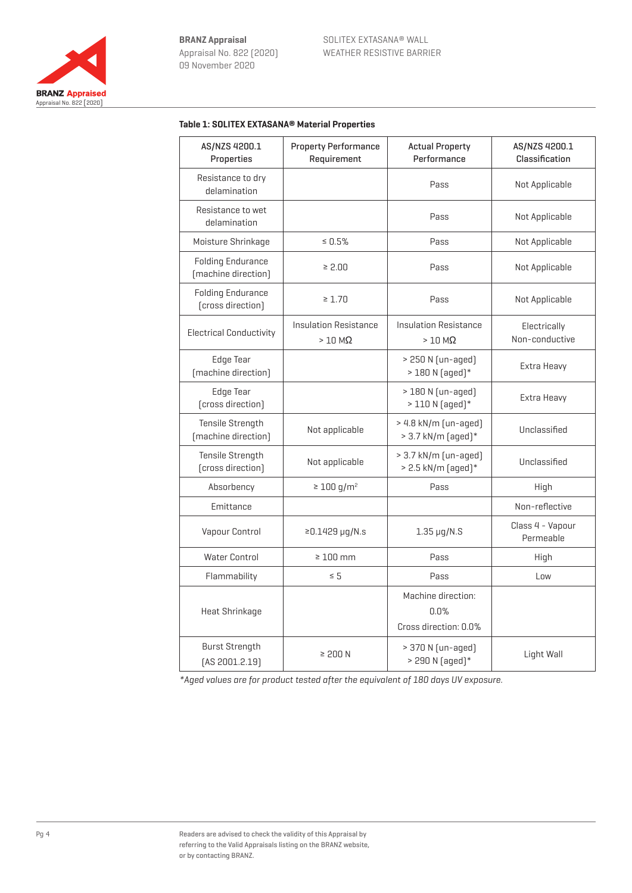**Table 1: SOLITEX EXTASANA® Material Properties**

| AS/NZS 4200.1 Properties | Property Performance Requirement | Actual Property Performance | AS/NZS 4200.1 Classification |
|---|---|---|---|
| Resistance to dry delamination | | Pass | Not Applicable |
| Resistance to wet delamination | | Pass | Not Applicable |
| Moisture Shrinkage | ≤ 0.5% | Pass | Not Applicable |
| Folding Endurance (machine direction) | ≥ 2.00 | Pass | Not Applicable |
| Folding Endurance (cross direction) | ≥ 1.70 | Pass | Not Applicable |
| Electrical Conductivity | Insulation Resistance > 10 MΩ | Insulation Resistance > 10 MΩ | Electrically Non-conductive |
| Edge Tear (machine direction) | | > 250 N (un-aged) > 180 N (aged)* | Extra Heavy |
| Edge Tear (cross direction) | | > 180 N (un-aged) > 110 N (aged)* | Extra Heavy |
| Tensile Strength (machine direction) | Not applicable | > 4.8 kN/m (un-aged) > 3.7 kN/m (aged)* | Unclassified |
| Tensile Strength (cross direction) | Not applicable | > 3.7 kN/m (un-aged) > 2.5 kN/m (aged)* | Unclassified |
| Absorbency | ≥ 100 g/m² | Pass | High |
| Emittance | | | Non-reflective |
| Vapour Control | ≥0.1429 µg/N.s | 1.35 µg/N.S | Class 4 - Vapour Permeable |
| Water Control | ≥ 100 mm | Pass | High |
| Flammability | ≤ 5 | Pass | Low |
| Heat Shrinkage | | Machine direction: 0.0% Cross direction: 0.0% | |
| Burst Strength (AS 2001.2.19) | ≥ 200 N | > 370 N (un-aged) > 290 N (aged)* | Light Wall |

*Aged values are for product tested after the equivalent of 180 days UV exposure.*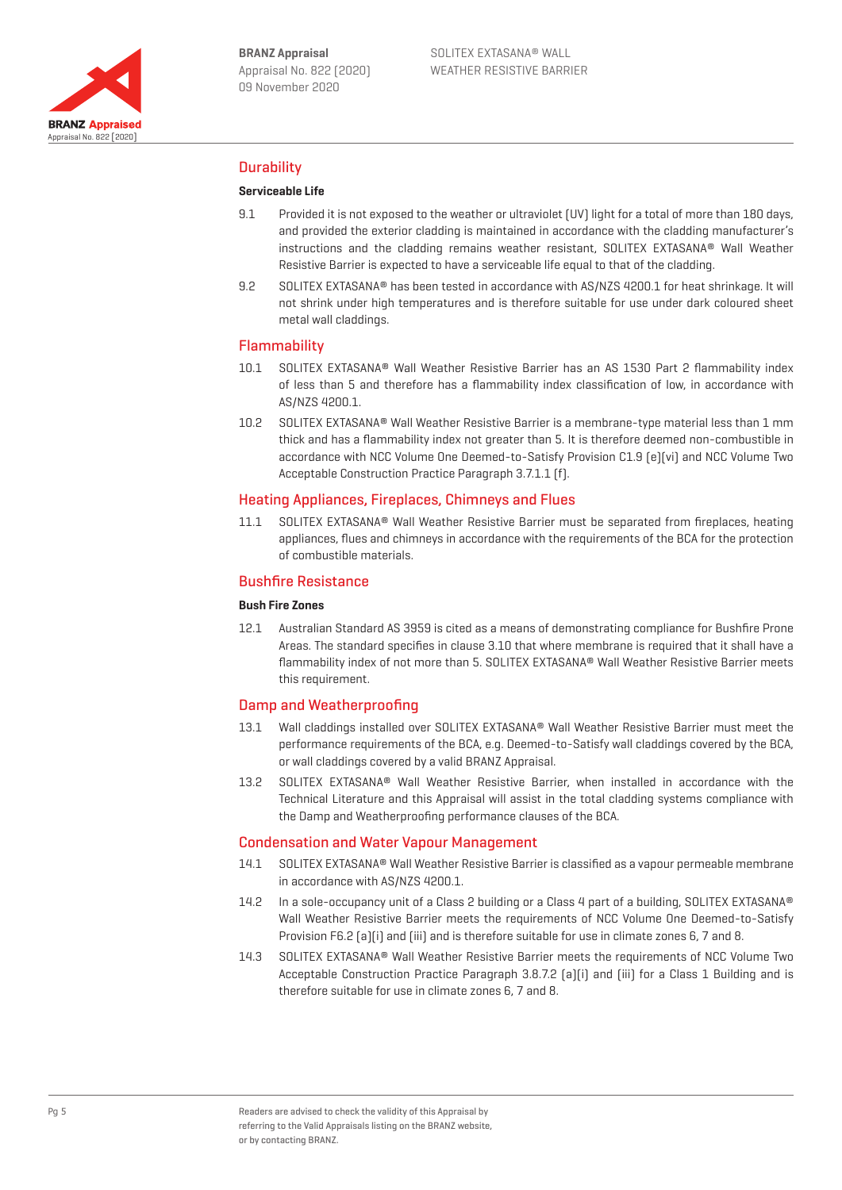## Durability

### Serviceable Life

9.1 Provided it is not exposed to the weather or ultraviolet (UV) light for a total of more than 180 days, and provided the exterior cladding is maintained in accordance with the cladding manufacturer's instructions and the cladding remains weather resistant, SOLITEX EXTASANA® Wall Weather Resistive Barrier is expected to have a serviceable life equal to that of the cladding.

9.2 SOLITEX EXTASANA® has been tested in accordance with AS/NZS 4200.1 for heat shrinkage. It will not shrink under high temperatures and is therefore suitable for use under dark coloured sheet metal wall claddings.

## Flammability

10.1 SOLITEX EXTASANA® Wall Weather Resistive Barrier has an AS 1530 Part 2 flammability index of less than 5 and therefore has a flammability index classification of low, in accordance with AS/NZS 4200.1.

10.2 SOLITEX EXTASANA® Wall Weather Resistive Barrier is a membrane-type material less than 1 mm thick and has a flammability index not greater than 5. It is therefore deemed non-combustible in accordance with NCC Volume One Deemed-to-Satisfy Provision C1.9 (e)(vi) and NCC Volume Two Acceptable Construction Practice Paragraph 3.7.1.1 (f).

## Heating Appliances, Fireplaces, Chimneys and Flues

11.1 SOLITEX EXTASANA® Wall Weather Resistive Barrier must be separated from fireplaces, heating appliances, flues and chimneys in accordance with the requirements of the BCA for the protection of combustible materials.

## Bushfire Resistance

### Bush Fire Zones

12.1 Australian Standard AS 3959 is cited as a means of demonstrating compliance for Bushfire Prone Areas. The standard specifies in clause 3.10 that where membrane is required that it shall have a flammability index of not more than 5. SOLITEX EXTASANA® Wall Weather Resistive Barrier meets this requirement.

## Damp and Weatherproofing

13.1 Wall claddings installed over SOLITEX EXTASANA® Wall Weather Resistive Barrier must meet the performance requirements of the BCA, e.g. Deemed-to-Satisfy wall claddings covered by the BCA, or wall claddings covered by a valid BRANZ Appraisal.

13.2 SOLITEX EXTASANA® Wall Weather Resistive Barrier, when installed in accordance with the Technical Literature and this Appraisal will assist in the total cladding systems compliance with the Damp and Weatherproofing performance clauses of the BCA.

## Condensation and Water Vapour Management

14.1 SOLITEX EXTASANA® Wall Weather Resistive Barrier is classified as a vapour permeable membrane in accordance with AS/NZS 4200.1.

14.2 In a sole-occupancy unit of a Class 2 building or a Class 4 part of a building, SOLITEX EXTASANA® Wall Weather Resistive Barrier meets the requirements of NCC Volume One Deemed-to-Satisfy Provision F6.2 (a)(i) and (iii) and is therefore suitable for use in climate zones 6, 7 and 8.

14.3 SOLITEX EXTASANA® Wall Weather Resistive Barrier meets the requirements of NCC Volume Two Acceptable Construction Practice Paragraph 3.8.7.2 (a)(i) and (iii) for a Class 1 Building and is therefore suitable for use in climate zones 6, 7 and 8.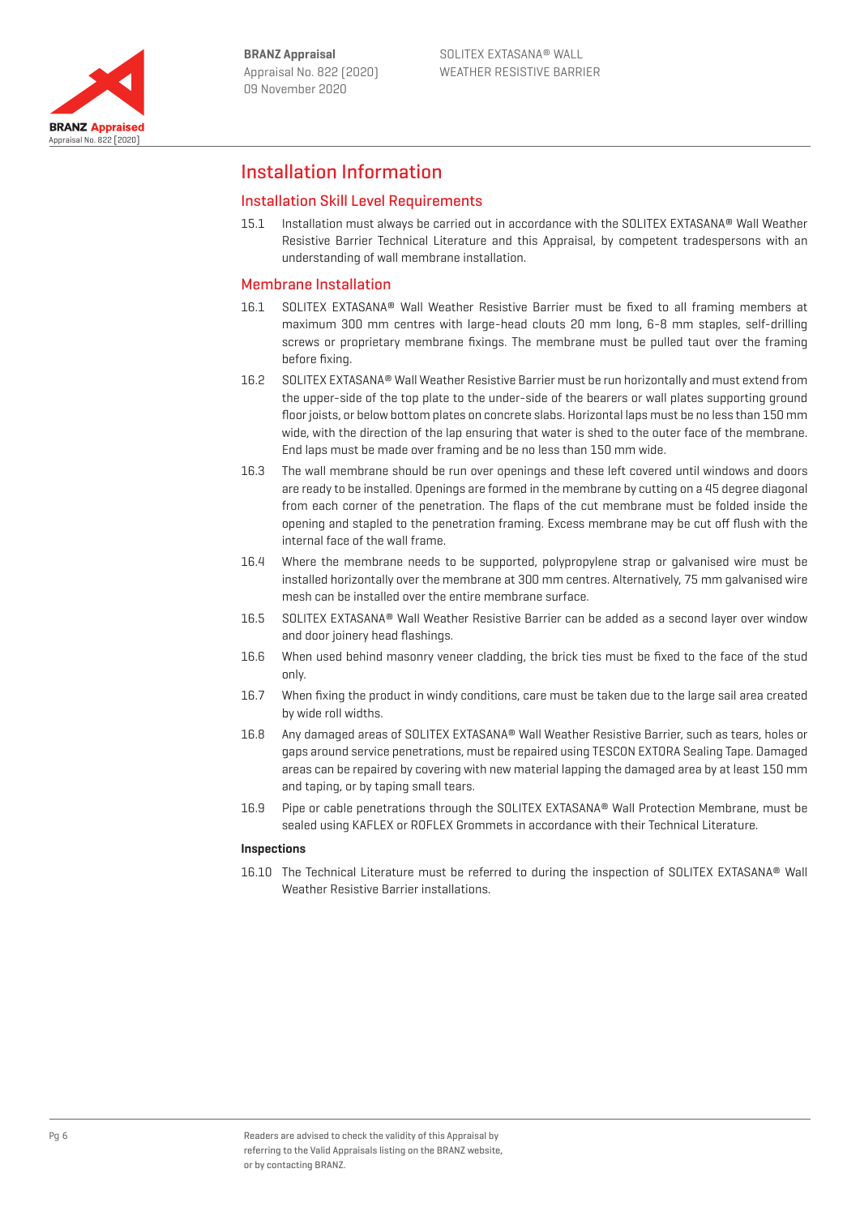# Installation Information

## Installation Skill Level Requirements

15.1 Installation must always be carried out in accordance with the SOLITEX EXTASANA® Wall Weather Resistive Barrier Technical Literature and this Appraisal, by competent tradespersons with an understanding of wall membrane installation.

## Membrane Installation

16.1 SOLITEX EXTASANA® Wall Weather Resistive Barrier must be fixed to all framing members at maximum 300 mm centres with large-head clouts 20 mm long, 6-8 mm staples, self-drilling screws or proprietary membrane fixings. The membrane must be pulled taut over the framing before fixing.

16.2 SOLITEX EXTASANA® Wall Weather Resistive Barrier must be run horizontally and must extend from the upper-side of the top plate to the under-side of the bearers or wall plates supporting ground floor joists, or below bottom plates on concrete slabs. Horizontal laps must be no less than 150 mm wide, with the direction of the lap ensuring that water is shed to the outer face of the membrane. End laps must be made over framing and be no less than 150 mm wide.

16.3 The wall membrane should be run over openings and these left covered until windows and doors are ready to be installed. Openings are formed in the membrane by cutting on a 45 degree diagonal from each corner of the penetration. The flaps of the cut membrane must be folded inside the opening and stapled to the penetration framing. Excess membrane may be cut off flush with the internal face of the wall frame.

16.4 Where the membrane needs to be supported, polypropylene strap or galvanised wire must be installed horizontally over the membrane at 300 mm centres. Alternatively, 75 mm galvanised wire mesh can be installed over the entire membrane surface.

16.5 SOLITEX EXTASANA® Wall Weather Resistive Barrier can be added as a second layer over window and door joinery head flashings.

16.6 When used behind masonry veneer cladding, the brick ties must be fixed to the face of the stud only.

16.7 When fixing the product in windy conditions, care must be taken due to the large sail area created by wide roll widths.

16.8 Any damaged areas of SOLITEX EXTASANA® Wall Weather Resistive Barrier, such as tears, holes or gaps around service penetrations, must be repaired using TESCON EXTORA Sealing Tape. Damaged areas can be repaired by covering with new material lapping the damaged area by at least 150 mm and taping, or by taping small tears.

16.9 Pipe or cable penetrations through the SOLITEX EXTASANA® Wall Protection Membrane, must be sealed using KAFLEX or ROFLEX Grommets in accordance with their Technical Literature.

**Inspections**

16.10 The Technical Literature must be referred to during the inspection of SOLITEX EXTASANA® Wall Weather Resistive Barrier installations.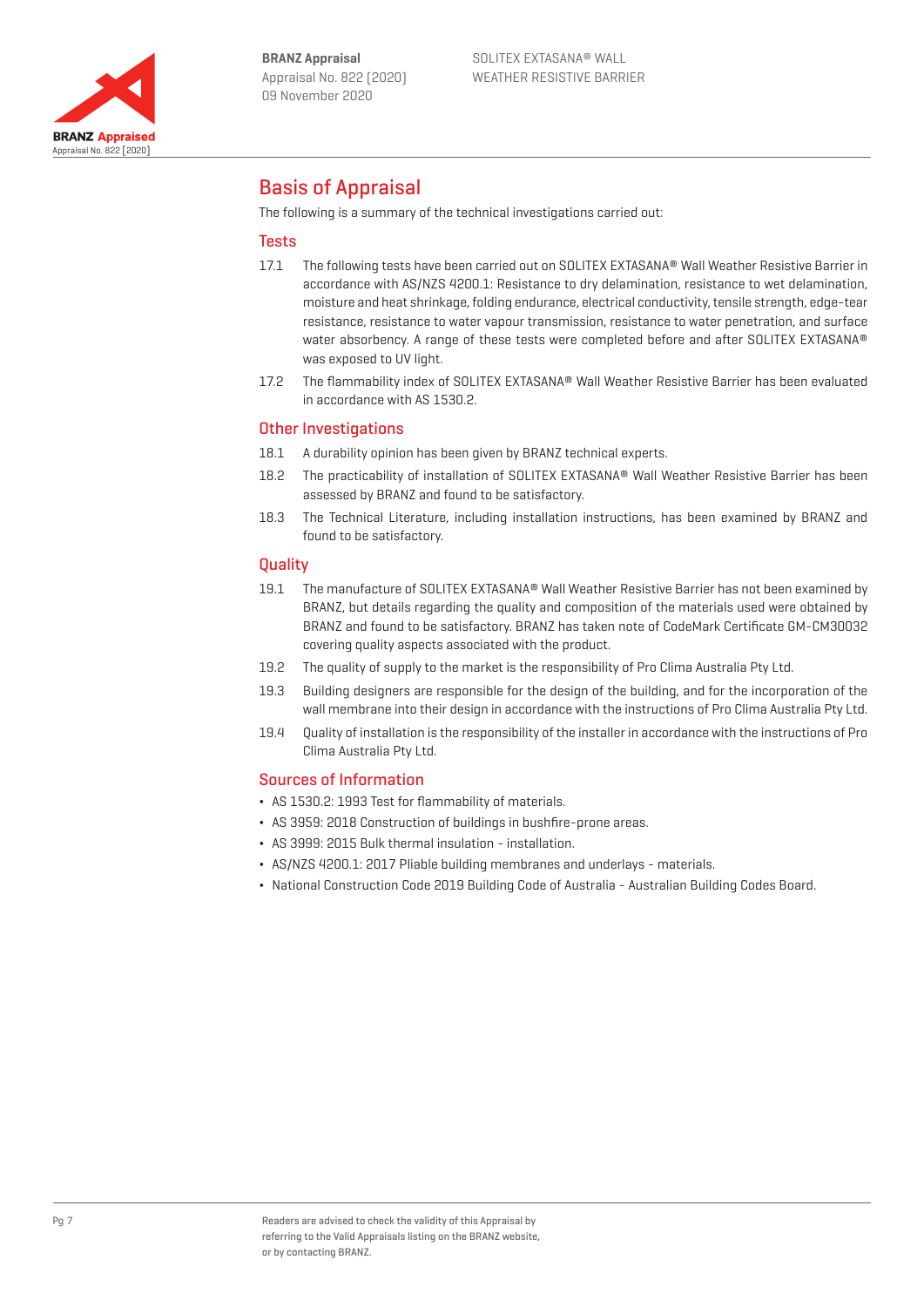# Basis of Appraisal

The following is a summary of the technical investigations carried out:

## Tests

17.1 The following tests have been carried out on SOLITEX EXTASANA® Wall Weather Resistive Barrier in accordance with AS/NZS 4200.1: Resistance to dry delamination, resistance to wet delamination, moisture and heat shrinkage, folding endurance, electrical conductivity, tensile strength, edge-tear resistance, resistance to water vapour transmission, resistance to water penetration, and surface water absorbency. A range of these tests were completed before and after SOLITEX EXTASANA® was exposed to UV light.

17.2 The flammability index of SOLITEX EXTASANA® Wall Weather Resistive Barrier has been evaluated in accordance with AS 1530.2.

## Other Investigations

18.1 A durability opinion has been given by BRANZ technical experts.

18.2 The practicability of installation of SOLITEX EXTASANA® Wall Weather Resistive Barrier has been assessed by BRANZ and found to be satisfactory.

18.3 The Technical Literature, including installation instructions, has been examined by BRANZ and found to be satisfactory.

## Quality

19.1 The manufacture of SOLITEX EXTASANA® Wall Weather Resistive Barrier has not been examined by BRANZ, but details regarding the quality and composition of the materials used were obtained by BRANZ and found to be satisfactory. BRANZ has taken note of CodeMark Certificate GM-CM30032 covering quality aspects associated with the product.

19.2 The quality of supply to the market is the responsibility of Pro Clima Australia Pty Ltd.

19.3 Building designers are responsible for the design of the building, and for the incorporation of the wall membrane into their design in accordance with the instructions of Pro Clima Australia Pty Ltd.

19.4 Quality of installation is the responsibility of the installer in accordance with the instructions of Pro Clima Australia Pty Ltd.

## Sources of Information

- AS 1530.2: 1993 Test for flammability of materials.
- AS 3959: 2018 Construction of buildings in bushfire-prone areas.
- AS 3999: 2015 Bulk thermal insulation - installation.
- AS/NZS 4200.1: 2017 Pliable building membranes and underlays - materials.
- National Construction Code 2019 Building Code of Australia - Australian Building Codes Board.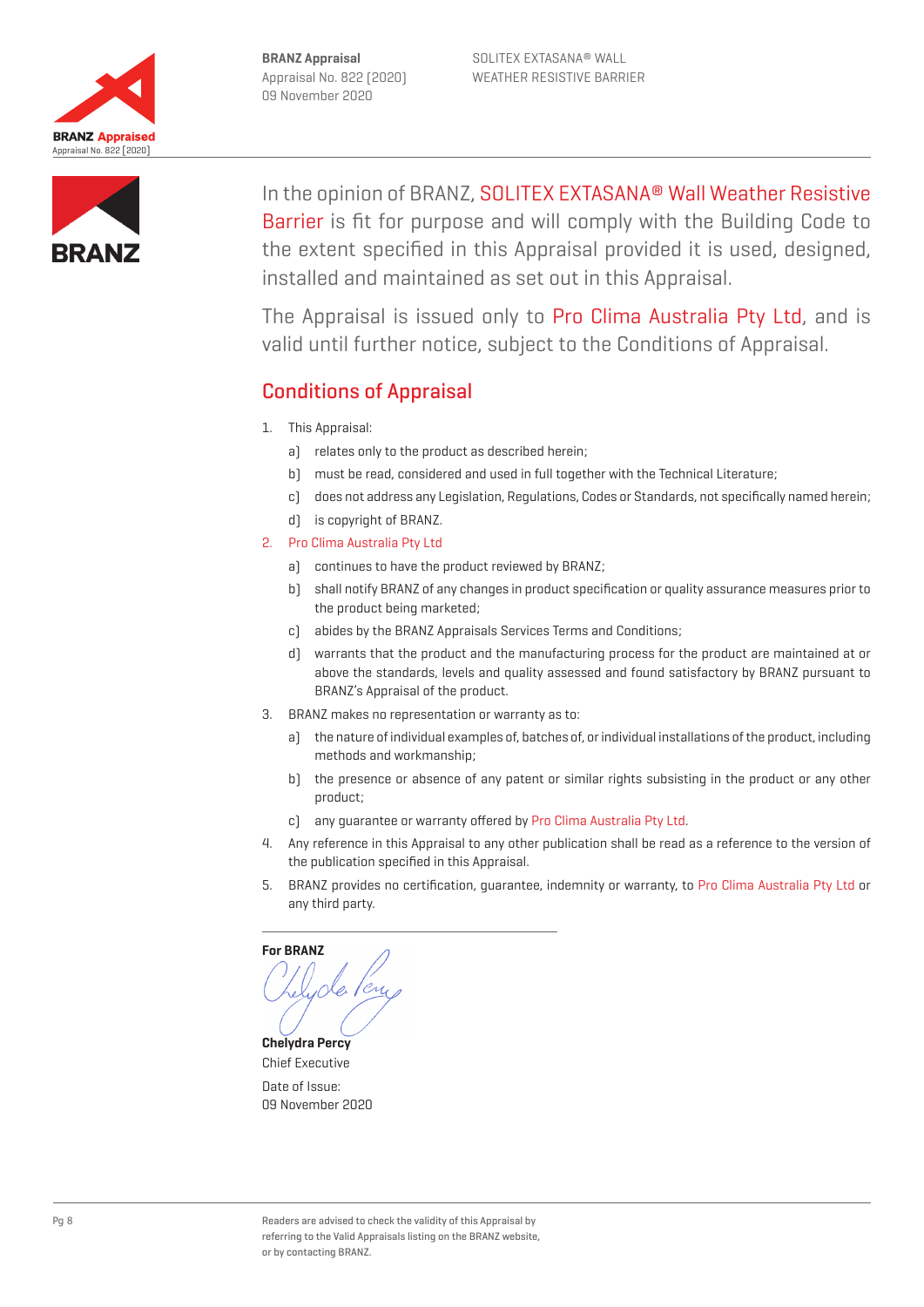In the opinion of BRANZ, SOLITEX EXTASANA® Wall Weather Resistive Barrier is fit for purpose and will comply with the Building Code to the extent specified in this Appraisal provided it is used, designed, installed and maintained as set out in this Appraisal.

The Appraisal is issued only to Pro Clima Australia Pty Ltd, and is valid until further notice, subject to the Conditions of Appraisal.

## Conditions of Appraisal

1. This Appraisal:
   a) relates only to the product as described herein;
   b) must be read, considered and used in full together with the Technical Literature;
   c) does not address any Legislation, Regulations, Codes or Standards, not specifically named herein;
   d) is copyright of BRANZ.
2. Pro Clima Australia Pty Ltd
   a) continues to have the product reviewed by BRANZ;
   b) shall notify BRANZ of any changes in product specification or quality assurance measures prior to the product being marketed;
   c) abides by the BRANZ Appraisals Services Terms and Conditions;
   d) warrants that the product and the manufacturing process for the product are maintained at or above the standards, levels and quality assessed and found satisfactory by BRANZ pursuant to BRANZ's Appraisal of the product.
3. BRANZ makes no representation or warranty as to:
   a) the nature of individual examples of, batches of, or individual installations of the product, including methods and workmanship;
   b) the presence or absence of any patent or similar rights subsisting in the product or any other product;
   c) any guarantee or warranty offered by Pro Clima Australia Pty Ltd.
4. Any reference in this Appraisal to any other publication shall be read as a reference to the version of the publication specified in this Appraisal.
5. BRANZ provides no certification, guarantee, indemnity or warranty, to Pro Clima Australia Pty Ltd or any third party.

**For BRANZ**

**Chelydra Percy**
Chief Executive

Date of Issue:
09 November 2020

Readers are advised to check the validity of this Appraisal by referring to the Valid Appraisals listing on the BRANZ website, or by contacting BRANZ.